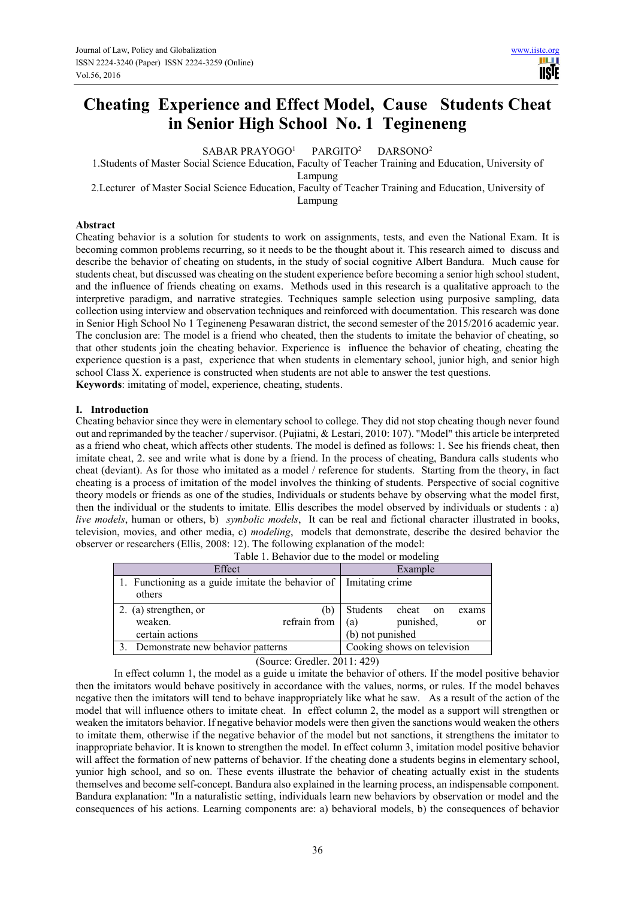# Cheating Experience and Effect Model, Cause Students Cheat in Senior High School No. 1 Tegineneng

SABAR PRAYOGO[1] PARGITO[2] DARSONO[2]

1.Students of Master Social Science Education, Faculty of Teacher Training and Education, University of Lampung

2.Lecturer of Master Social Science Education, Faculty of Teacher Training and Education, University of Lampung

## Abstract

Cheating behavior is a solution for students to work on assignments, tests, and even the National Exam. It is becoming common problems recurring, so it needs to be the thought about it. This research aimed to discuss and describe the behavior of cheating on students, in the study of social cognitive Albert Bandura. Much cause for students cheat, but discussed was cheating on the student experience before becoming a senior high school student, and the influence of friends cheating on exams. Methods used in this research is a qualitative approach to the interpretive paradigm, and narrative strategies. Techniques sample selection using purposive sampling, data collection using interview and observation techniques and reinforced with documentation. This research was done in Senior High School No 1 Tegineneng Pesawaran district, the second semester of the 2015/2016 academic year. The conclusion are: The model is a friend who cheated, then the students to imitate the behavior of cheating, so that other students join the cheating behavior. Experience is influence the behavior of cheating, cheating the experience question is a past, experience that when students in elementary school, junior high, and senior high school Class X. experience is constructed when students are not able to answer the test questions.

**Keywords**: imitating of model, experience, cheating, students.

## I. Introduction

Cheating behavior since they were in elementary school to college. They did not stop cheating though never found out and reprimanded by the teacher / supervisor. (Pujiatni, & Lestari, 2010: 107). "Model" this article be interpreted as a friend who cheat, which affects other students. The model is defined as follows: 1. See his friends cheat, then imitate cheat, 2. see and write what is done by a friend. In the process of cheating, Bandura calls students who cheat (deviant). As for those who imitated as a model / reference for students. Starting from the theory, in fact cheating is a process of imitation of the model involves the thinking of students. Perspective of social cognitive theory models or friends as one of the studies, Individuals or students behave by observing what the model first, then the individual or the students to imitate. Ellis describes the model observed by individuals or students : a) *live models*, human or others, b) *symbolic models*, It can be real and fictional character illustrated in books, television, movies, and other media, c) *modeling*, models that demonstrate, describe the desired behavior the observer or researchers (Ellis, 2008: 12). The following explanation of the model:

Table 1. Behavior due to the model or modeling

| Effect | Example |
|---|---|
| 1. Functioning as a guide imitate the behavior of others | Imitating crime |
| 2. (a) strengthen, or (b) weaken. refrain from certain actions | Students cheat on exams (a) punished, or (b) not punished |
| 3. Demonstrate new behavior patterns | Cooking shows on television |

(Source: Gredler. 2011: 429)

In effect column 1, the model as a guide u imitate the behavior of others. If the model positive behavior then the imitators would behave positively in accordance with the values, norms, or rules. If the model behaves negative then the imitators will tend to behave inappropriately like what he saw. As a result of the action of the model that will influence others to imitate cheat. In effect column 2, the model as a support will strengthen or weaken the imitators behavior. If negative behavior models were then given the sanctions would weaken the others to imitate them, otherwise if the negative behavior of the model but not sanctions, it strengthens the imitator to inappropriate behavior. It is known to strengthen the model. In effect column 3, imitation model positive behavior will affect the formation of new patterns of behavior. If the cheating done a students begins in elementary school, yunior high school, and so on. These events illustrate the behavior of cheating actually exist in the students themselves and become self-concept. Bandura also explained in the learning process, an indispensable component. Bandura explanation: "In a naturalistic setting, individuals learn new behaviors by observation or model and the consequences of his actions. Learning components are: a) behavioral models, b) the consequences of behavior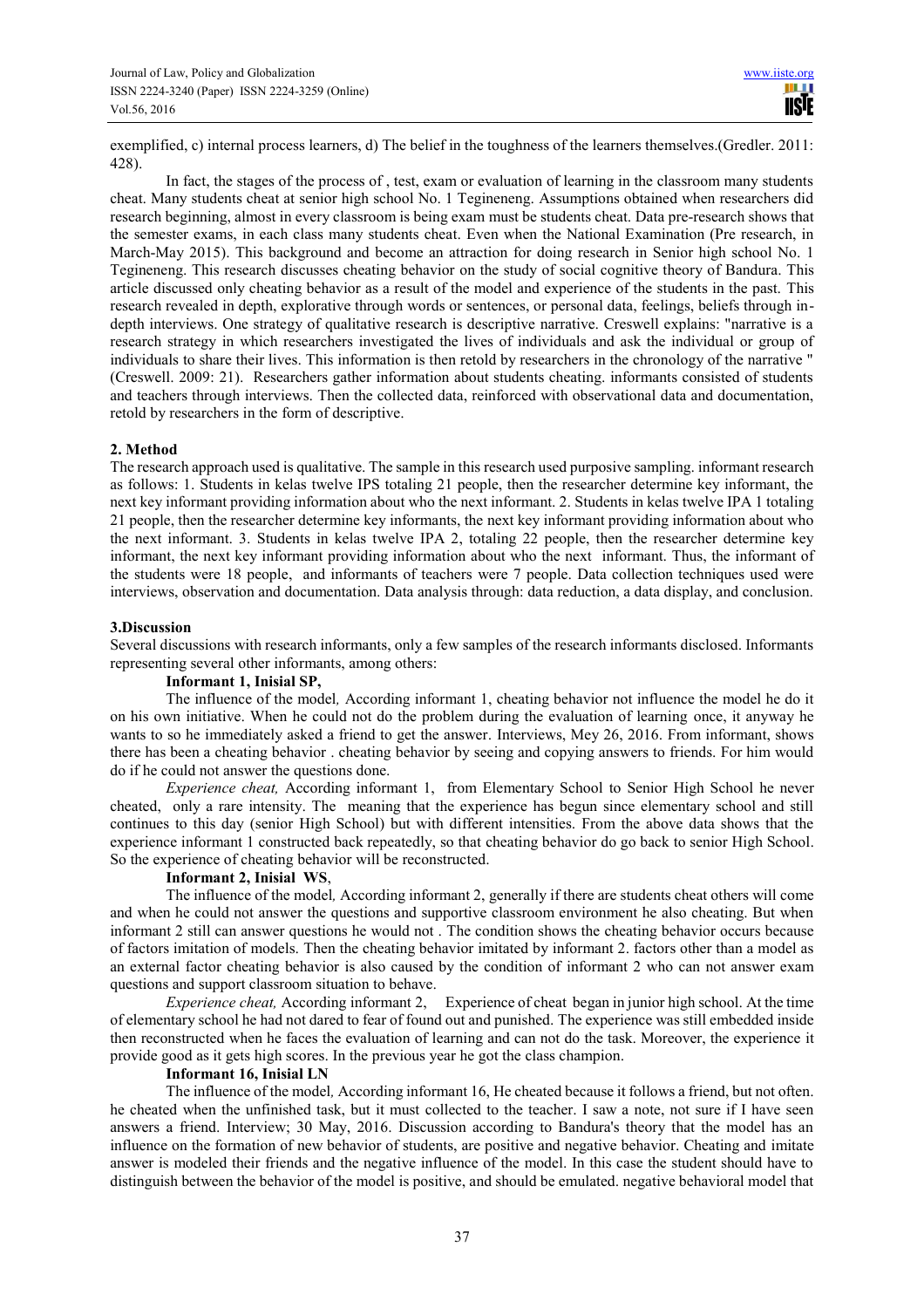exemplified, c) internal process learners, d) The belief in the toughness of the learners themselves.(Gredler. 2011: 428).

In fact, the stages of the process of , test, exam or evaluation of learning in the classroom many students cheat. Many students cheat at senior high school No. 1 Tegineneng. Assumptions obtained when researchers did research beginning, almost in every classroom is being exam must be students cheat. Data pre-research shows that the semester exams, in each class many students cheat. Even when the National Examination (Pre research, in March-May 2015). This background and become an attraction for doing research in Senior high school No. 1 Tegineneng. This research discusses cheating behavior on the study of social cognitive theory of Bandura. This article discussed only cheating behavior as a result of the model and experience of the students in the past. This research revealed in depth, explorative through words or sentences, or personal data, feelings, beliefs through in-depth interviews. One strategy of qualitative research is descriptive narrative. Creswell explains: "narrative is a research strategy in which researchers investigated the lives of individuals and ask the individual or group of individuals to share their lives. This information is then retold by researchers in the chronology of the narrative " (Creswell. 2009: 21). Researchers gather information about students cheating. informants consisted of students and teachers through interviews. Then the collected data, reinforced with observational data and documentation, retold by researchers in the form of descriptive.

## 2. Method

The research approach used is qualitative. The sample in this research used purposive sampling. informant research as follows: 1. Students in kelas twelve IPS totaling 21 people, then the researcher determine key informant, the next key informant providing information about who the next informant. 2. Students in kelas twelve IPA 1 totaling 21 people, then the researcher determine key informants, the next key informant providing information about who the next informant. 3. Students in kelas twelve IPA 2, totaling 22 people, then the researcher determine key informant, the next key informant providing information about who the next informant. Thus, the informant of the students were 18 people, and informants of teachers were 7 people. Data collection techniques used were interviews, observation and documentation. Data analysis through: data reduction, a data display, and conclusion.

## 3.Discussion

Several discussions with research informants, only a few samples of the research informants disclosed. Informants representing several other informants, among others:

**Informant 1, Inisial SP,**

The influence of the model*,* According informant 1, cheating behavior not influence the model he do it on his own initiative. When he could not do the problem during the evaluation of learning once, it anyway he wants to so he immediately asked a friend to get the answer. Interviews, Mey 26, 2016. From informant, shows there has been a cheating behavior . cheating behavior by seeing and copying answers to friends. For him would do if he could not answer the questions done.

*Experience cheat,* According informant 1, from Elementary School to Senior High School he never cheated, only a rare intensity. The meaning that the experience has begun since elementary school and still continues to this day (senior High School) but with different intensities. From the above data shows that the experience informant 1 constructed back repeatedly, so that cheating behavior do go back to senior High School. So the experience of cheating behavior will be reconstructed.

**Informant 2, Inisial WS**,

The influence of the model*,* According informant 2, generally if there are students cheat others will come and when he could not answer the questions and supportive classroom environment he also cheating. But when informant 2 still can answer questions he would not . The condition shows the cheating behavior occurs because of factors imitation of models. Then the cheating behavior imitated by informant 2. factors other than a model as an external factor cheating behavior is also caused by the condition of informant 2 who can not answer exam questions and support classroom situation to behave.

*Experience cheat,* According informant 2, Experience of cheat began in junior high school. At the time of elementary school he had not dared to fear of found out and punished. The experience was still embedded inside then reconstructed when he faces the evaluation of learning and can not do the task. Moreover, the experience it provide good as it gets high scores. In the previous year he got the class champion.

**Informant 16, Inisial LN**

The influence of the model*,* According informant 16, He cheated because it follows a friend, but not often. he cheated when the unfinished task, but it must collected to the teacher. I saw a note, not sure if I have seen answers a friend. Interview; 30 May, 2016. Discussion according to Bandura's theory that the model has an influence on the formation of new behavior of students, are positive and negative behavior. Cheating and imitate answer is modeled their friends and the negative influence of the model. In this case the student should have to distinguish between the behavior of the model is positive, and should be emulated. negative behavioral model that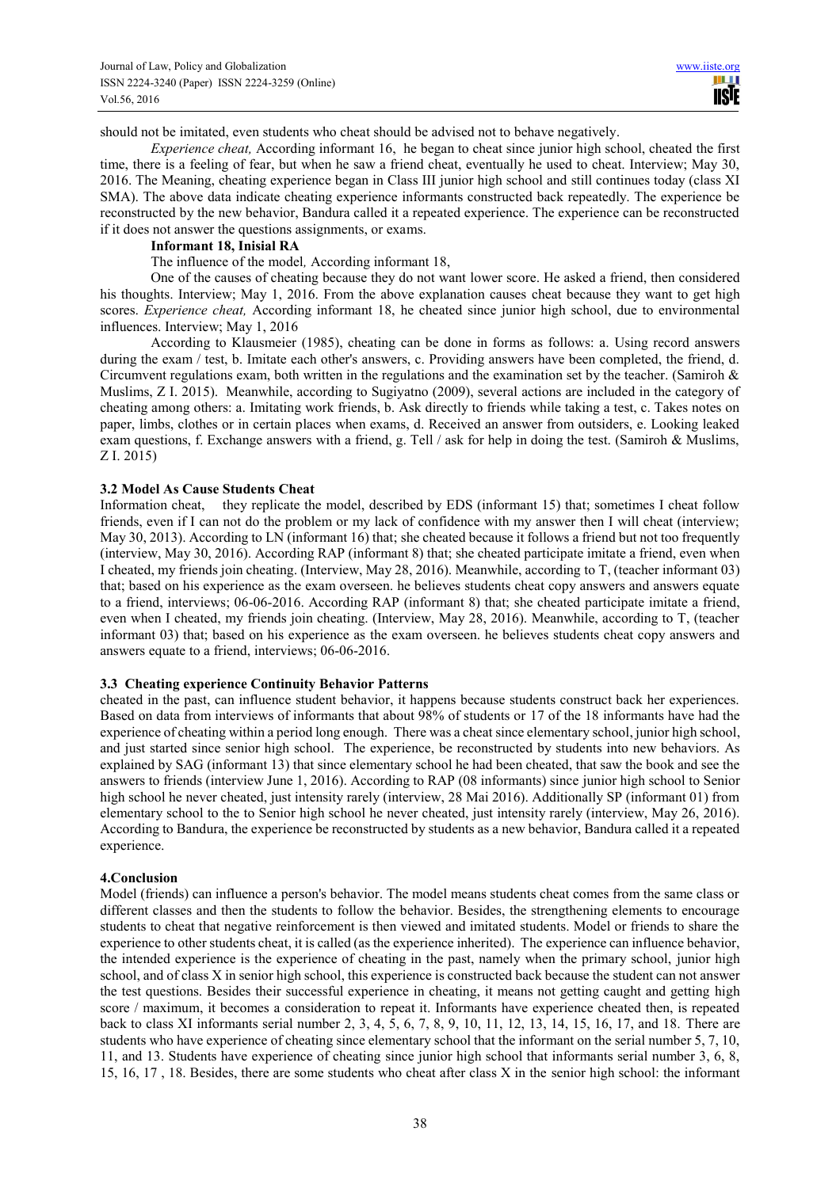should not be imitated, even students who cheat should be advised not to behave negatively.

*Experience cheat,* According informant 16, he began to cheat since junior high school, cheated the first time, there is a feeling of fear, but when he saw a friend cheat, eventually he used to cheat. Interview; May 30, 2016. The Meaning, cheating experience began in Class III junior high school and still continues today (class XI SMA). The above data indicate cheating experience informants constructed back repeatedly. The experience be reconstructed by the new behavior, Bandura called it a repeated experience. The experience can be reconstructed if it does not answer the questions assignments, or exams.

**Informant 18, Inisial RA**

The influence of the model*,* According informant 18,

One of the causes of cheating because they do not want lower score. He asked a friend, then considered his thoughts. Interview; May 1, 2016. From the above explanation causes cheat because they want to get high scores. *Experience cheat,* According informant 18, he cheated since junior high school, due to environmental influences. Interview; May 1, 2016

According to Klausmeier (1985), cheating can be done in forms as follows: a. Using record answers during the exam / test, b. Imitate each other's answers, c. Providing answers have been completed, the friend, d. Circumvent regulations exam, both written in the regulations and the examination set by the teacher. (Samiroh & Muslims, Z I. 2015). Meanwhile, according to Sugiyatno (2009), several actions are included in the category of cheating among others: a. Imitating work friends, b. Ask directly to friends while taking a test, c. Takes notes on paper, limbs, clothes or in certain places when exams, d. Received an answer from outsiders, e. Looking leaked exam questions, f. Exchange answers with a friend, g. Tell / ask for help in doing the test. (Samiroh & Muslims, Z I. 2015)

### 3.2 Model As Cause Students Cheat

Information cheat, they replicate the model, described by EDS (informant 15) that; sometimes I cheat follow friends, even if I can not do the problem or my lack of confidence with my answer then I will cheat (interview; May 30, 2013). According to LN (informant 16) that; she cheated because it follows a friend but not too frequently (interview, May 30, 2016). According RAP (informant 8) that; she cheated participate imitate a friend, even when I cheated, my friends join cheating. (Interview, May 28, 2016). Meanwhile, according to T, (teacher informant 03) that; based on his experience as the exam overseen. he believes students cheat copy answers and answers equate to a friend, interviews; 06-06-2016. According RAP (informant 8) that; she cheated participate imitate a friend, even when I cheated, my friends join cheating. (Interview, May 28, 2016). Meanwhile, according to T, (teacher informant 03) that; based on his experience as the exam overseen. he believes students cheat copy answers and answers equate to a friend, interviews; 06-06-2016.

### 3.3 Cheating experience Continuity Behavior Patterns

cheated in the past, can influence student behavior, it happens because students construct back her experiences. Based on data from interviews of informants that about 98% of students or 17 of the 18 informants have had the experience of cheating within a period long enough. There was a cheat since elementary school, junior high school, and just started since senior high school. The experience, be reconstructed by students into new behaviors. As explained by SAG (informant 13) that since elementary school he had been cheated, that saw the book and see the answers to friends (interview June 1, 2016). According to RAP (08 informants) since junior high school to Senior high school he never cheated, just intensity rarely (interview, 28 Mai 2016). Additionally SP (informant 01) from elementary school to the to Senior high school he never cheated, just intensity rarely (interview, May 26, 2016). According to Bandura, the experience be reconstructed by students as a new behavior, Bandura called it a repeated experience.

## 4.Conclusion

Model (friends) can influence a person's behavior. The model means students cheat comes from the same class or different classes and then the students to follow the behavior. Besides, the strengthening elements to encourage students to cheat that negative reinforcement is then viewed and imitated students. Model or friends to share the experience to other students cheat, it is called (as the experience inherited). The experience can influence behavior, the intended experience is the experience of cheating in the past, namely when the primary school, junior high school, and of class X in senior high school, this experience is constructed back because the student can not answer the test questions. Besides their successful experience in cheating, it means not getting caught and getting high score / maximum, it becomes a consideration to repeat it. Informants have experience cheated then, is repeated back to class XI informants serial number 2, 3, 4, 5, 6, 7, 8, 9, 10, 11, 12, 13, 14, 15, 16, 17, and 18. There are students who have experience of cheating since elementary school that the informant on the serial number 5, 7, 10, 11, and 13. Students have experience of cheating since junior high school that informants serial number 3, 6, 8, 15, 16, 17 , 18. Besides, there are some students who cheat after class X in the senior high school: the informant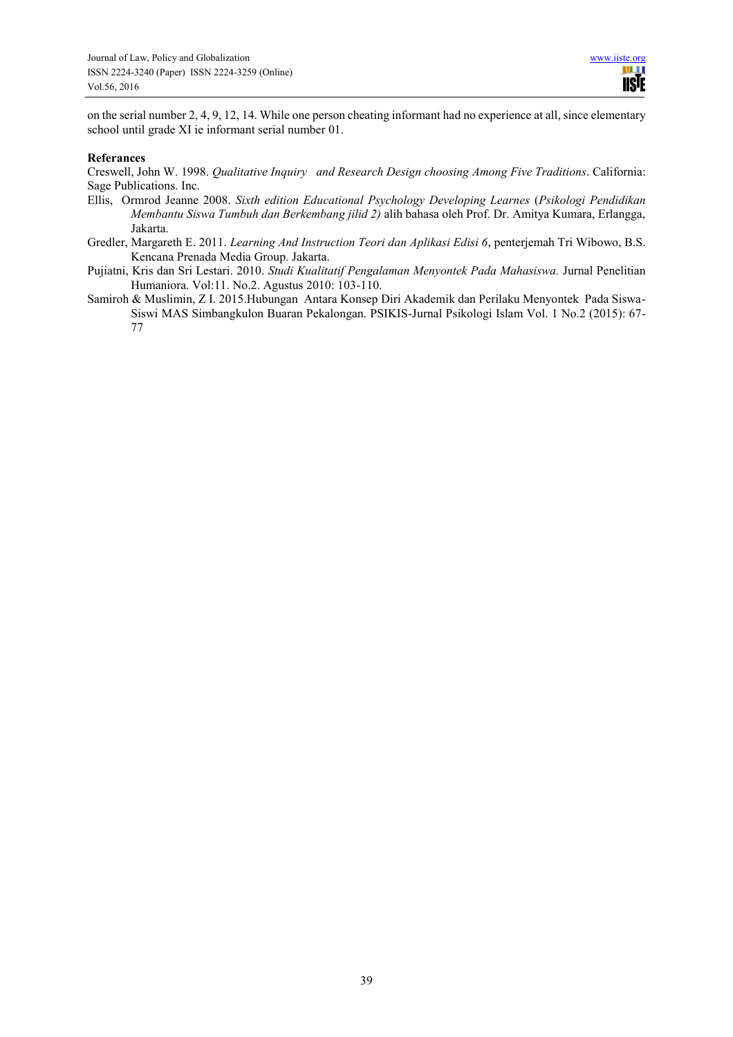on the serial number 2, 4, 9, 12, 14. While one person cheating informant had no experience at all, since elementary school until grade XI ie informant serial number 01.

**Referances**

Creswell, John W. 1998. *Qualitative Inquiry and Research Design choosing Among Five Traditions*. California: Sage Publications. Inc.

Ellis, Ormrod Jeanne 2008. *Sixth edition Educational Psychology Developing Learnes* (*Psikologi Pendidikan Membantu Siswa Tumbuh dan Berkembang jilid 2)* alih bahasa oleh Prof. Dr. Amitya Kumara, Erlangga, Jakarta.

Gredler, Margareth E. 2011. *Learning And Instruction Teori dan Aplikasi Edisi 6*, penterjemah Tri Wibowo, B.S. Kencana Prenada Media Group. Jakarta.

Pujiatni, Kris dan Sri Lestari. 2010. *Studi Kualitatif Pengalaman Menyontek Pada Mahasiswa.* Jurnal Penelitian Humaniora. Vol:11. No.2. Agustus 2010: 103-110.

Samiroh & Muslimin, Z I. 2015.Hubungan Antara Konsep Diri Akademik dan Perilaku Menyontek Pada Siswa-Siswi MAS Simbangkulon Buaran Pekalongan. PSIKIS-Jurnal Psikologi Islam Vol. 1 No.2 (2015): 67-77